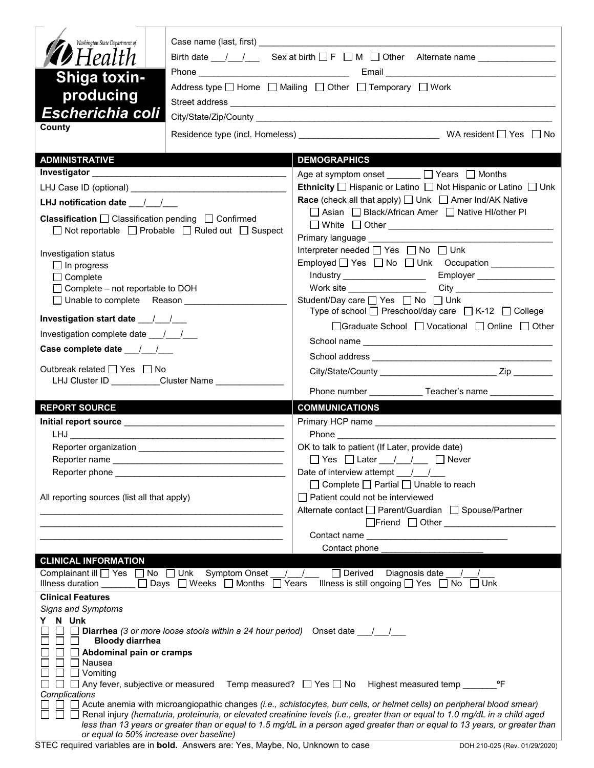Washington State Department of Health

# Shiga toxin-producing *Escherichia coli*

**County**

Case name (last, first) ____________________

Birth date ___/___/___ Sex at birth ☐ F ☐ M ☐ Other Alternate name ____________

Phone ____________________ Email ____________________

Address type ☐ Home ☐ Mailing ☐ Other ☐ Temporary ☐ Work

Street address ____________________

City/State/Zip/County ____________________

Residence type (incl. Homeless) ____________________ WA resident ☐ Yes ☐ No

## ADMINISTRATIVE

**Investigator** ____________________

LHJ Case ID (optional) ____________________

**LHJ notification date** ___/___/___

**Classification** ☐ Classification pending ☐ Confirmed ☐ Not reportable ☐ Probable ☐ Ruled out ☐ Suspect

Investigation status
- ☐ In progress
- ☐ Complete
- ☐ Complete – not reportable to DOH
- ☐ Unable to complete Reason ____________________

**Investigation start date** ___/___/___

Investigation complete date ___/___/___

**Case complete date** ___/___/___

Outbreak related ☐ Yes ☐ No

LHJ Cluster ID __________ Cluster Name ______________

## DEMOGRAPHICS

Age at symptom onset _______ ☐ Years ☐ Months

**Ethnicity** ☐ Hispanic or Latino ☐ Not Hispanic or Latino ☐ Unk

**Race** (check all that apply) ☐ Unk ☐ Amer Ind/AK Native ☐ Asian ☐ Black/African Amer ☐ Native HI/other PI ☐ White ☐ Other ____________________

Primary language ____________________

Interpreter needed ☐ Yes ☐ No ☐ Unk

Employed ☐ Yes ☐ No ☐ Unk Occupation ____________

Industry ________________ Employer ________________

Work site ________________ City ____________________

Student/Day care ☐ Yes ☐ No ☐ Unk

Type of school ☐ Preschool/day care ☐ K-12 ☐ College ☐ Graduate School ☐ Vocational ☐ Online ☐ Other

School name ____________________

School address ____________________

City/State/County ____________________ Zip ________

Phone number ___________ Teacher's name _____________

## REPORT SOURCE

**Initial report source** ____________________

LHJ ____________________

Reporter organization ____________________

Reporter name ____________________

Reporter phone ____________________

All reporting sources (list all that apply)

____________________

____________________

____________________

## COMMUNICATIONS

Primary HCP name ____________________

Phone ____________________

OK to talk to patient (If Later, provide date) ☐ Yes ☐ Later ___/___/___ ☐ Never

Date of interview attempt ___/___/___ ☐ Complete ☐ Partial ☐ Unable to reach

☐ Patient could not be interviewed

Alternate contact ☐ Parent/Guardian ☐ Spouse/Partner ☐ Friend ☐ Other ____________________

Contact name ____________________

Contact phone ____________________

## CLINICAL INFORMATION

Complainant ill ☐ Yes ☐ No ☐ Unk Symptom Onset ___/___/___ ☐ Derived Diagnosis date ___/___/___

Illness duration _______ ☐ Days ☐ Weeks ☐ Months ☐ Years Illness is still ongoing ☐ Yes ☐ No ☐ Unk

**Clinical Features**

*Signs and Symptoms*

**Y N Unk**
- ☐ ☐ ☐ **Diarrhea** *(3 or more loose stools within a 24 hour period)* Onset date ___/___/___
- ☐ ☐ ☐ **Bloody diarrhea**
- ☐ ☐ ☐ **Abdominal pain or cramps**
- ☐ ☐ ☐ Nausea
- ☐ ☐ ☐ Vomiting
- ☐ ☐ ☐ Any fever, subjective or measured Temp measured? ☐ Yes ☐ No Highest measured temp _______ºF

*Complications*
- ☐ ☐ ☐ Acute anemia with microangiopathic changes *(i.e., schistocytes, burr cells, or helmet cells) on peripheral blood smear)*
- ☐ ☐ ☐ Renal injury *(hematuria, proteinuria, or elevated creatinine levels (i.e., greater than or equal to 1.0 mg/dL in a child aged less than 13 years or greater than or equal to 1.5 mg/dL in a person aged greater than or equal to 13 years, or greater than or equal to 50% increase over baseline)*

STEC required variables are in **bold**. Answers are: Yes, Maybe, No, Unknown to case

DOH 210-025 (Rev. 01/29/2020)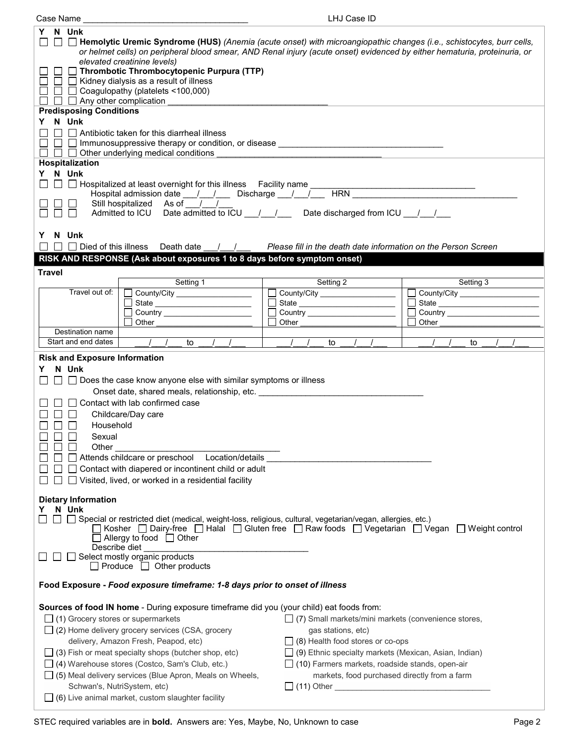Case Name ___________________________________ LHJ Case ID

**Y N Unk**

☐ ☐ ☐ **Hemolytic Uremic Syndrome (HUS)** *(Anemia (acute onset) with microangiopathic changes (i.e., schistocytes, burr cells, or helmet cells) on peripheral blood smear, AND Renal injury (acute onset) evidenced by either hematuria, proteinuria, or elevated creatinine levels)*

☐ ☐ ☐ **Thrombotic Thrombocytopenic Purpura (TTP)**

☐ ☐ ☐ Kidney dialysis as a result of illness

☐ ☐ ☐ Coagulopathy (platelets <100,000)

☐ ☐ ☐ Any other complication ___________________________________

**Predisposing Conditions**

**Y N Unk**

☐ ☐ ☐ Antibiotic taken for this diarrheal illness

☐ ☐ ☐ Immunosuppressive therapy or condition, or disease ___________________________________

☐ ☐ ☐ Other underlying medical conditions ___________________________________

**Hospitalization**

**Y N Unk**

☐ ☐ ☐ Hospitalized at least overnight for this illness Facility name ___________________________________

Hospital admission date ___/___/___ Discharge ___/___/___ HRN ___________________________________

☐ ☐ ☐ Still hospitalized As of ___/___/___

☐ ☐ ☐ Admitted to ICU Date admitted to ICU ___/___/___ Date discharged from ICU ___/___/___

**Y N Unk**

☐ ☐ ☐ Died of this illness Death date ___/___/___ *Please fill in the death date information on the Person Screen*

## RISK AND RESPONSE (Ask about exposures 1 to 8 days before symptom onset)

**Travel**

| | Setting 1 | Setting 2 | Setting 3 |
|---|---|---|---|
| Travel out of: | ☐ County/City ________ ☐ State ________ ☐ Country ________ ☐ Other ________ | ☐ County/City ________ ☐ State ________ ☐ Country ________ ☐ Other ________ | ☐ County/City ________ ☐ State ________ ☐ Country ________ ☐ Other ________ |
| Destination name | | | |
| Start and end dates | ___/___/___ to ___/___/___ | ___/___/___ to ___/___/___ | ___/___/___ to ___/___/___ |

**Risk and Exposure Information**

**Y N Unk**

☐ ☐ ☐ Does the case know anyone else with similar symptoms or illness

Onset date, shared meals, relationship, etc. ___________________________________

☐ ☐ ☐ Contact with lab confirmed case

☐ ☐ ☐ Childcare/Day care

☐ ☐ ☐ Household

☐ ☐ ☐ Sexual

☐ ☐ ☐ Other ___________________________________

☐ ☐ ☐ Attends childcare or preschool Location/details ___________________________________

☐ ☐ ☐ Contact with diapered or incontinent child or adult

☐ ☐ ☐ Visited, lived, or worked in a residential facility

**Dietary Information**

**Y N Unk**

☐ ☐ ☐ Special or restricted diet (medical, weight-loss, religious, cultural, vegetarian/vegan, allergies, etc.)

☐ Kosher ☐ Dairy-free ☐ Halal ☐ Gluten free ☐ Raw foods ☐ Vegetarian ☐ Vegan ☐ Weight control ☐ Allergy to food ☐ Other

Describe diet ___________________________________

☐ ☐ ☐ Select mostly organic products

☐ Produce ☐ Other products

**Food Exposure -** ***Food exposure timeframe: 1-8 days prior to onset of illness***

**Sources of food IN home** - During exposure timeframe did you (your child) eat foods from:

☐ (1) Grocery stores or supermarkets

☐ (2) Home delivery grocery services (CSA, grocery delivery, Amazon Fresh, Peapod, etc)

☐ (3) Fish or meat specialty shops (butcher shop, etc)

☐ (4) Warehouse stores (Costco, Sam's Club, etc.)

☐ (5) Meal delivery services (Blue Apron, Meals on Wheels, Schwan's, NutriSystem, etc)

☐ (6) Live animal market, custom slaughter facility

☐ (7) Small markets/mini markets (convenience stores, gas stations, etc)

☐ (8) Health food stores or co-ops

☐ (9) Ethnic specialty markets (Mexican, Asian, Indian)

☐ (10) Farmers markets, roadside stands, open-air markets, food purchased directly from a farm

☐ (11) Other ___________________________________

STEC required variables are in **bold**. Answers are: Yes, Maybe, No, Unknown to case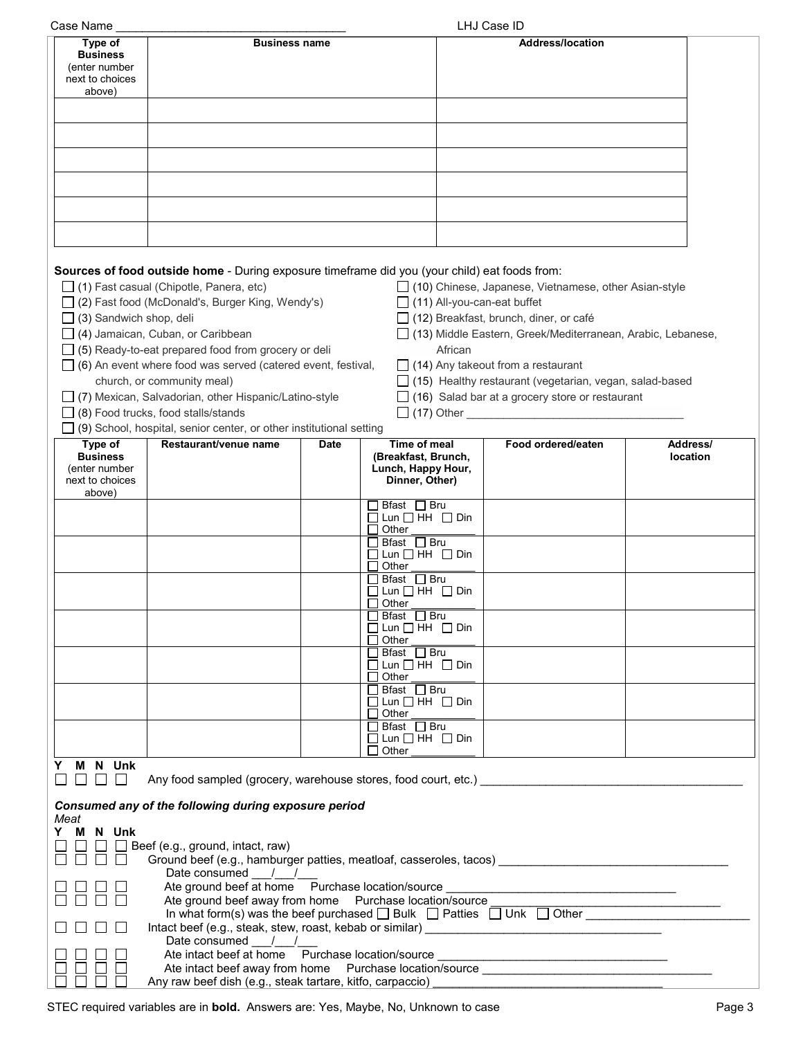Case Name ___________________________________ LHJ Case ID

| Type of Business (enter number next to choices above) | Business name | Address/location |
|---|---|---|
| | | |
| | | |
| | | |
| | | |
| | | |
| | | |

**Sources of food outside home** - During exposure timeframe did you (your child) eat foods from:

- ☐ (1) Fast casual (Chipotle, Panera, etc)
- ☐ (2) Fast food (McDonald's, Burger King, Wendy's)
- ☐ (3) Sandwich shop, deli
- ☐ (4) Jamaican, Cuban, or Caribbean
- ☐ (5) Ready-to-eat prepared food from grocery or deli
- ☐ (6) An event where food was served (catered event, festival, church, or community meal)
- ☐ (7) Mexican, Salvadorian, other Hispanic/Latino-style
- ☐ (8) Food trucks, food stalls/stands
- ☐ (9) School, hospital, senior center, or other institutional setting
- ☐ (10) Chinese, Japanese, Vietnamese, other Asian-style
- ☐ (11) All-you-can-eat buffet
- ☐ (12) Breakfast, brunch, diner, or café
- ☐ (13) Middle Eastern, Greek/Mediterranean, Arabic, Lebanese, African
- ☐ (14) Any takeout from a restaurant
- ☐ (15) Healthy restaurant (vegetarian, vegan, salad-based
- ☐ (16) Salad bar at a grocery store or restaurant
- ☐ (17) Other ___________________________________

| Type of Business (enter number next to choices above) | Restaurant/venue name | Date | Time of meal (Breakfast, Brunch, Lunch, Happy Hour, Dinner, Other) | Food ordered/eaten | Address/ location |
|---|---|---|---|---|---|
| | | | ☐ Bfast ☐ Bru ☐ Lun ☐ HH ☐ Din ☐ Other ________ | | |
| | | | ☐ Bfast ☐ Bru ☐ Lun ☐ HH ☐ Din ☐ Other ________ | | |
| | | | ☐ Bfast ☐ Bru ☐ Lun ☐ HH ☐ Din ☐ Other ________ | | |
| | | | ☐ Bfast ☐ Bru ☐ Lun ☐ HH ☐ Din ☐ Other ________ | | |
| | | | ☐ Bfast ☐ Bru ☐ Lun ☐ HH ☐ Din ☐ Other ________ | | |
| | | | ☐ Bfast ☐ Bru ☐ Lun ☐ HH ☐ Din ☐ Other ________ | | |
| | | | ☐ Bfast ☐ Bru ☐ Lun ☐ HH ☐ Din ☐ Other ________ | | |

**Y M N Unk**

☐ ☐ ☐ ☐ Any food sampled (grocery, warehouse stores, food court, etc.) ___________________________________

***Consumed any of the following during exposure period***

*Meat*

**Y M N Unk**

- ☐ ☐ ☐ ☐ Beef (e.g., ground, intact, raw)
- ☐ ☐ ☐ ☐ Ground beef (e.g., hamburger patties, meatloaf, casseroles, tacos) ___________________________________
  - Date consumed ___/___/___
- ☐ ☐ ☐ ☐ Ate ground beef at home Purchase location/source ___________________________________
- ☐ ☐ ☐ ☐ Ate ground beef away from home Purchase location/source ___________________________________
  - In what form(s) was the beef purchased ☐ Bulk ☐ Patties ☐ Unk ☐ Other ________________________
- ☐ ☐ ☐ ☐ Intact beef (e.g., steak, stew, roast, kebab or similar) ___________________________________
  - Date consumed ___/___/___
- ☐ ☐ ☐ ☐ Ate intact beef at home Purchase location/source ___________________________________
- ☐ ☐ ☐ ☐ Ate intact beef away from home Purchase location/source ___________________________________
- ☐ ☐ ☐ ☐ Any raw beef dish (e.g., steak tartare, kitfo, carpaccio) ___________________________________

STEC required variables are in **bold**. Answers are: Yes, Maybe, No, Unknown to case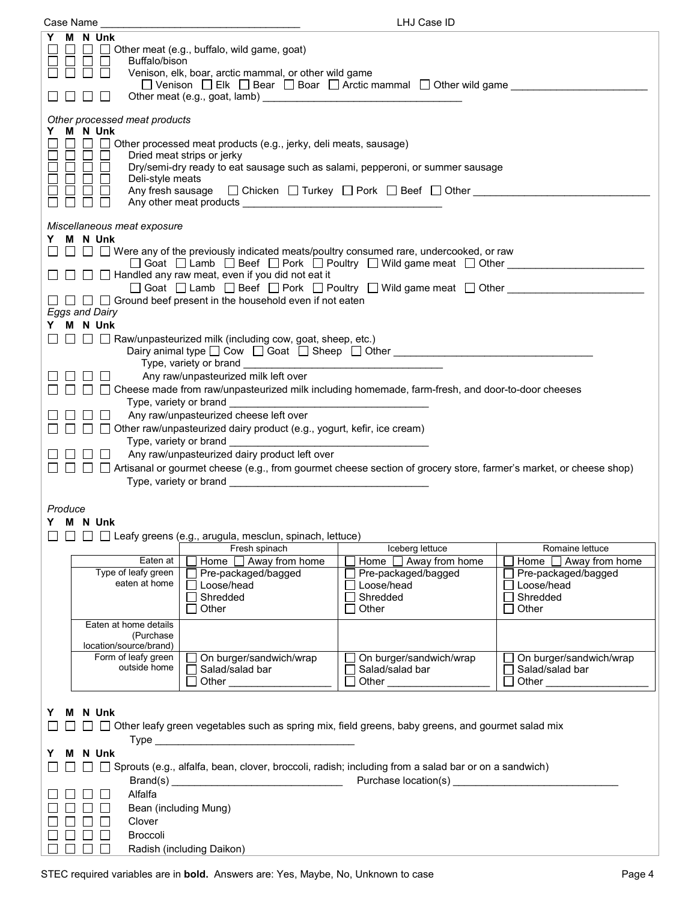Case Name ________________________________ LHJ Case ID

**Y M N Unk**

☐ ☐ ☐ ☐ Other meat (e.g., buffalo, wild game, goat)
☐ ☐ ☐ ☐ Buffalo/bison
☐ ☐ ☐ ☐ Venison, elk, boar, arctic mammal, or other wild game
☐ Venison ☐ Elk ☐ Bear ☐ Boar ☐ Arctic mammal ☐ Other wild game ______________________
☐ ☐ ☐ ☐ Other meat (e.g., goat, lamb) ________________________________

*Other processed meat products*

**Y M N Unk**

☐ ☐ ☐ ☐ Other processed meat products (e.g., jerky, deli meats, sausage)
☐ ☐ ☐ ☐ Dried meat strips or jerky
☐ ☐ ☐ ☐ Dry/semi-dry ready to eat sausage such as salami, pepperoni, or summer sausage
☐ ☐ ☐ ☐ Deli-style meats
☐ ☐ ☐ ☐ Any fresh sausage ☐ Chicken ☐ Turkey ☐ Pork ☐ Beef ☐ Other ____________________________
☐ ☐ ☐ ☐ Any other meat products ________________________________

*Miscellaneous meat exposure*

**Y M N Unk**

☐ ☐ ☐ ☐ Were any of the previously indicated meats/poultry consumed rare, undercooked, or raw
☐ Goat ☐ Lamb ☐ Beef ☐ Pork ☐ Poultry ☐ Wild game meat ☐ Other ______________________
☐ ☐ ☐ ☐ Handled any raw meat, even if you did not eat it
☐ Goat ☐ Lamb ☐ Beef ☐ Pork ☐ Poultry ☐ Wild game meat ☐ Other ______________________
☐ ☐ ☐ ☐ Ground beef present in the household even if not eaten

*Eggs and Dairy*

**Y M N Unk**

☐ ☐ ☐ ☐ Raw/unpasteurized milk (including cow, goat, sheep, etc.)
Dairy animal type ☐ Cow ☐ Goat ☐ Sheep ☐ Other ________________________________
Type, variety or brand ________________________________
☐ ☐ ☐ ☐ Any raw/unpasteurized milk left over
☐ ☐ ☐ ☐ Cheese made from raw/unpasteurized milk including homemade, farm-fresh, and door-to-door cheeses
Type, variety or brand ________________________________
☐ ☐ ☐ ☐ Any raw/unpasteurized cheese left over
☐ ☐ ☐ ☐ Other raw/unpasteurized dairy product (e.g., yogurt, kefir, ice cream)
Type, variety or brand ________________________________
☐ ☐ ☐ ☐ Any raw/unpasteurized dairy product left over
☐ ☐ ☐ ☐ Artisanal or gourmet cheese (e.g., from gourmet cheese section of grocery store, farmer's market, or cheese shop)
Type, variety or brand ________________________________

*Produce*

**Y M N Unk**

☐ ☐ ☐ ☐ Leafy greens (e.g., arugula, mesclun, spinach, lettuce)

| | Fresh spinach | Iceberg lettuce | Romaine lettuce |
|---|---|---|---|
| Eaten at | ☐ Home ☐ Away from home | ☐ Home ☐ Away from home | ☐ Home ☐ Away from home |
| Type of leafy green eaten at home | ☐ Pre-packaged/bagged ☐ Loose/head ☐ Shredded ☐ Other | ☐ Pre-packaged/bagged ☐ Loose/head ☐ Shredded ☐ Other | ☐ Pre-packaged/bagged ☐ Loose/head ☐ Shredded ☐ Other |
| Eaten at home details (Purchase location/source/brand) | | | |
| Form of leafy green outside home | ☐ On burger/sandwich/wrap ☐ Salad/salad bar ☐ Other ____________ | ☐ On burger/sandwich/wrap ☐ Salad/salad bar ☐ Other ____________ | ☐ On burger/sandwich/wrap ☐ Salad/salad bar ☐ Other ____________ |

**Y M N Unk**

☐ ☐ ☐ ☐ Other leafy green vegetables such as spring mix, field greens, baby greens, and gourmet salad mix
Type ________________________________

**Y M N Unk**

☐ ☐ ☐ ☐ Sprouts (e.g., alfalfa, bean, clover, broccoli, radish; including from a salad bar or on a sandwich)
Brand(s) ____________________________ Purchase location(s) ____________________________
☐ ☐ ☐ ☐ Alfalfa
☐ ☐ ☐ ☐ Bean (including Mung)
☐ ☐ ☐ ☐ Clover
☐ ☐ ☐ ☐ Broccoli
☐ ☐ ☐ ☐ Radish (including Daikon)

STEC required variables are in **bold**. Answers are: Yes, Maybe, No, Unknown to case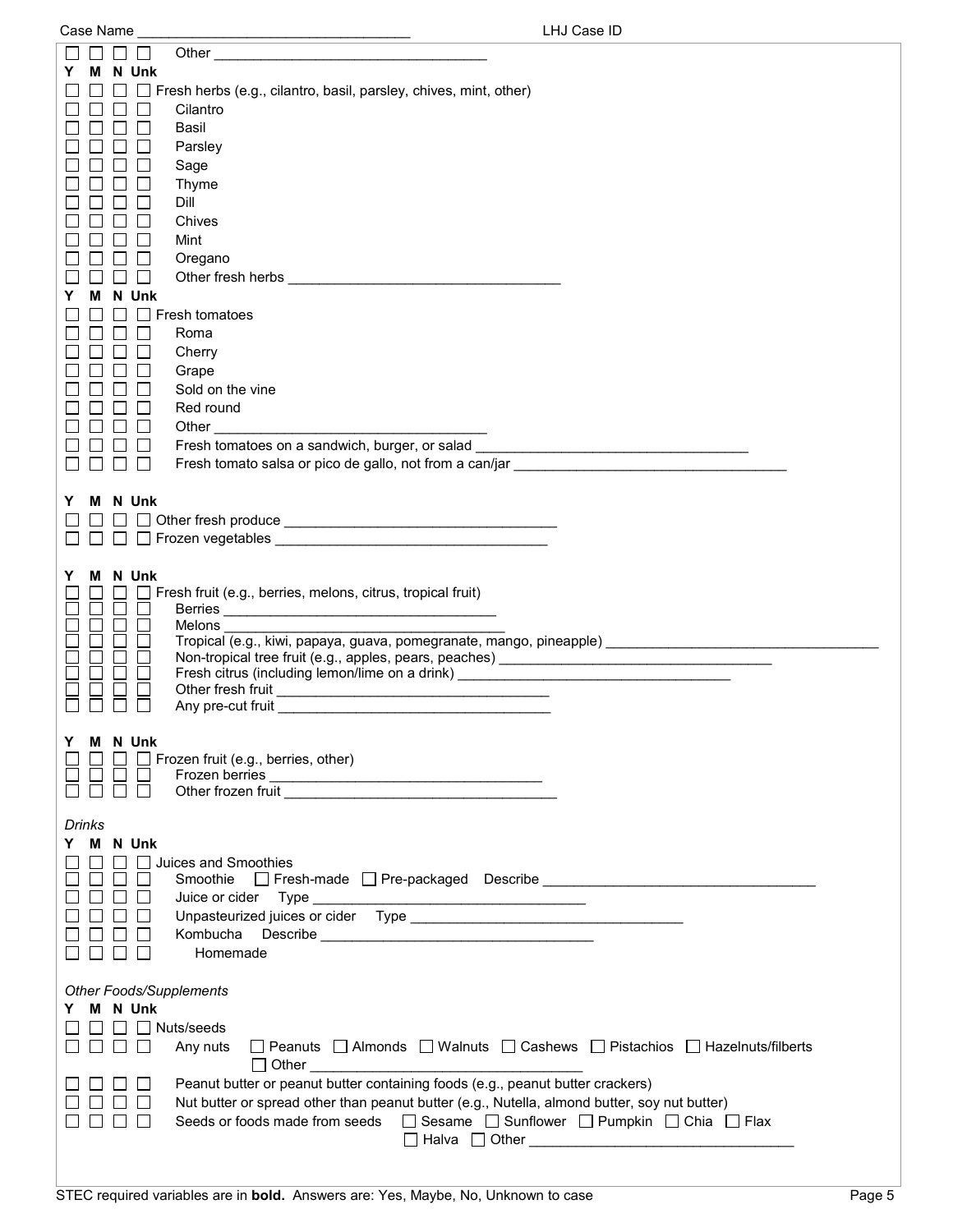Case Name ___________________________________ LHJ Case ID

| Y | M | N | Unk | |
|---|---|---|---|---|
| ☐ | ☐ | ☐ | ☐ | Other ___________________________________ |

| Y | M | N | Unk | |
|---|---|---|---|---|
| ☐ | ☐ | ☐ | ☐ | Fresh herbs (e.g., cilantro, basil, parsley, chives, mint, other) |
| ☐ | ☐ | ☐ | ☐ | Cilantro |
| ☐ | ☐ | ☐ | ☐ | Basil |
| ☐ | ☐ | ☐ | ☐ | Parsley |
| ☐ | ☐ | ☐ | ☐ | Sage |
| ☐ | ☐ | ☐ | ☐ | Thyme |
| ☐ | ☐ | ☐ | ☐ | Dill |
| ☐ | ☐ | ☐ | ☐ | Chives |
| ☐ | ☐ | ☐ | ☐ | Mint |
| ☐ | ☐ | ☐ | ☐ | Oregano |
| ☐ | ☐ | ☐ | ☐ | Other fresh herbs ___________________________________ |

| Y | M | N | Unk | |
|---|---|---|---|---|
| ☐ | ☐ | ☐ | ☐ | Fresh tomatoes |
| ☐ | ☐ | ☐ | ☐ | Roma |
| ☐ | ☐ | ☐ | ☐ | Cherry |
| ☐ | ☐ | ☐ | ☐ | Grape |
| ☐ | ☐ | ☐ | ☐ | Sold on the vine |
| ☐ | ☐ | ☐ | ☐ | Red round |
| ☐ | ☐ | ☐ | ☐ | Other ___________________________________ |
| ☐ | ☐ | ☐ | ☐ | Fresh tomatoes on a sandwich, burger, or salad ___________________________________ |
| ☐ | ☐ | ☐ | ☐ | Fresh tomato salsa or pico de gallo, not from a can/jar ___________________________________ |

| Y | M | N | Unk | |
|---|---|---|---|---|
| ☐ | ☐ | ☐ | ☐ | Other fresh produce ___________________________________ |
| ☐ | ☐ | ☐ | ☐ | Frozen vegetables ___________________________________ |

| Y | M | N | Unk | |
|---|---|---|---|---|
| ☐ | ☐ | ☐ | ☐ | Fresh fruit (e.g., berries, melons, citrus, tropical fruit) |
| ☐ | ☐ | ☐ | ☐ | Berries ___________________________________ |
| ☐ | ☐ | ☐ | ☐ | Melons ___________________________________ |
| ☐ | ☐ | ☐ | ☐ | Tropical (e.g., kiwi, papaya, guava, pomegranate, mango, pineapple) ___________________________________ |
| ☐ | ☐ | ☐ | ☐ | Non-tropical tree fruit (e.g., apples, pears, peaches) ___________________________________ |
| ☐ | ☐ | ☐ | ☐ | Fresh citrus (including lemon/lime on a drink) ___________________________________ |
| ☐ | ☐ | ☐ | ☐ | Other fresh fruit ___________________________________ |
| ☐ | ☐ | ☐ | ☐ | Any pre-cut fruit ___________________________________ |

| Y | M | N | Unk | |
|---|---|---|---|---|
| ☐ | ☐ | ☐ | ☐ | Frozen fruit (e.g., berries, other) |
| ☐ | ☐ | ☐ | ☐ | Frozen berries ___________________________________ |
| ☐ | ☐ | ☐ | ☐ | Other frozen fruit ___________________________________ |

*Drinks*

| Y | M | N | Unk | |
|---|---|---|---|---|
| ☐ | ☐ | ☐ | ☐ | Juices and Smoothies |
| ☐ | ☐ | ☐ | ☐ | Smoothie ☐ Fresh-made ☐ Pre-packaged Describe ___________________________________ |
| ☐ | ☐ | ☐ | ☐ | Juice or cider Type ___________________________________ |
| ☐ | ☐ | ☐ | ☐ | Unpasteurized juices or cider Type ___________________________________ |
| ☐ | ☐ | ☐ | ☐ | Kombucha Describe ___________________________________ |
| ☐ | ☐ | ☐ | ☐ | Homemade |

*Other Foods/Supplements*

| Y | M | N | Unk | |
|---|---|---|---|---|
| ☐ | ☐ | ☐ | ☐ | Nuts/seeds |
| ☐ | ☐ | ☐ | ☐ | Any nuts ☐ Peanuts ☐ Almonds ☐ Walnuts ☐ Cashews ☐ Pistachios ☐ Hazelnuts/filberts ☐ Other ___________________________________ |
| ☐ | ☐ | ☐ | ☐ | Peanut butter or peanut butter containing foods (e.g., peanut butter crackers) |
| ☐ | ☐ | ☐ | ☐ | Nut butter or spread other than peanut butter (e.g., Nutella, almond butter, soy nut butter) |
| ☐ | ☐ | ☐ | ☐ | Seeds or foods made from seeds ☐ Sesame ☐ Sunflower ☐ Pumpkin ☐ Chia ☐ Flax ☐ Halva ☐ Other ___________________________________ |

STEC required variables are in **bold**. Answers are: Yes, Maybe, No, Unknown to case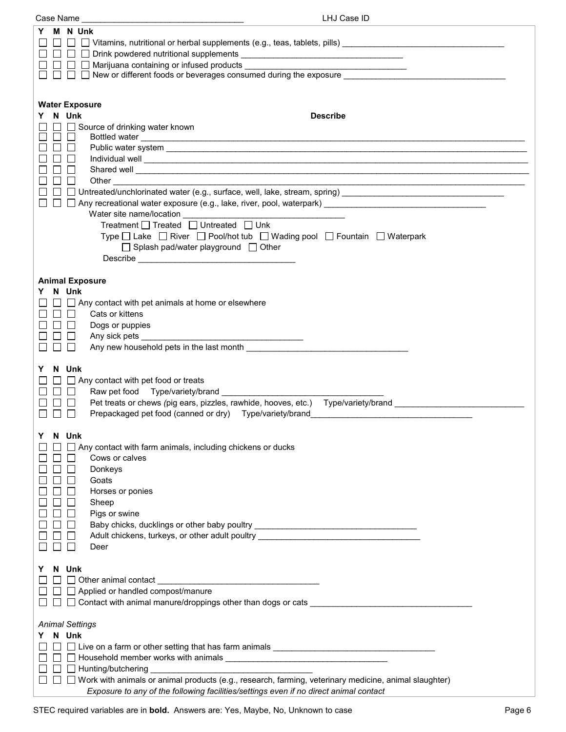Case Name ________________________________ LHJ Case ID

Y M N Unk

☐ ☐ ☐ ☐ Vitamins, nutritional or herbal supplements (e.g., teas, tablets, pills) ________________________________

☐ ☐ ☐ ☐ Drink powdered nutritional supplements ________________________________

☐ ☐ ☐ ☐ Marijuana containing or infused products ________________________________

☐ ☐ ☐ ☐ New or different foods or beverages consumed during the exposure ________________________________

**Water Exposure**

**Y N Unk** **Describe**

☐ ☐ ☐ Source of drinking water known

☐ ☐ ☐ Bottled water ________________________________

☐ ☐ ☐ Public water system ________________________________

☐ ☐ ☐ Individual well ________________________________

☐ ☐ ☐ Shared well ________________________________

☐ ☐ ☐ Other ________________________________

☐ ☐ ☐ Untreated/unchlorinated water (e.g., surface, well, lake, stream, spring) ________________________________

☐ ☐ ☐ Any recreational water exposure (e.g., lake, river, pool, waterpark) ________________________________

Water site name/location ________________________________

Treatment ☐ Treated ☐ Untreated ☐ Unk

Type ☐ Lake ☐ River ☐ Pool/hot tub ☐ Wading pool ☐ Fountain ☐ Waterpark ☐ Splash pad/water playground ☐ Other

Describe ________________________________

**Animal Exposure**

**Y N Unk**

☐ ☐ ☐ Any contact with pet animals at home or elsewhere

☐ ☐ ☐ Cats or kittens

☐ ☐ ☐ Dogs or puppies

☐ ☐ ☐ Any sick pets ________________________________

☐ ☐ ☐ Any new household pets in the last month ________________________________

**Y N Unk**

☐ ☐ ☐ Any contact with pet food or treats

☐ ☐ ☐ Raw pet food Type/variety/brand ________________________________

☐ ☐ ☐ Pet treats or chews (pig ears, pizzles, rawhide, hooves, etc.) Type/variety/brand ________________________________

☐ ☐ ☐ Prepackaged pet food (canned or dry) Type/variety/brand________________________________

**Y N Unk**

☐ ☐ ☐ Any contact with farm animals, including chickens or ducks

☐ ☐ ☐ Cows or calves

☐ ☐ ☐ Donkeys

☐ ☐ ☐ Goats

☐ ☐ ☐ Horses or ponies

☐ ☐ ☐ Sheep

☐ ☐ ☐ Pigs or swine

☐ ☐ ☐ Baby chicks, ducklings or other baby poultry ________________________________

☐ ☐ ☐ Adult chickens, turkeys, or other adult poultry ________________________________

☐ ☐ ☐ Deer

**Y N Unk**

☐ ☐ ☐ Other animal contact ________________________________

☐ ☐ ☐ Applied or handled compost/manure

☐ ☐ ☐ Contact with animal manure/droppings other than dogs or cats ________________________________

*Animal Settings*

**Y N Unk**

☐ ☐ ☐ Live on a farm or other setting that has farm animals ________________________________

☐ ☐ ☐ Household member works with animals ________________________________

☐ ☐ ☐ Hunting/butchering ________________________________

☐ ☐ ☐ Work with animals or animal products (e.g., research, farming, veterinary medicine, animal slaughter)

*Exposure to any of the following facilities/settings even if no direct animal contact*

STEC required variables are in **bold**. Answers are: Yes, Maybe, No, Unknown to case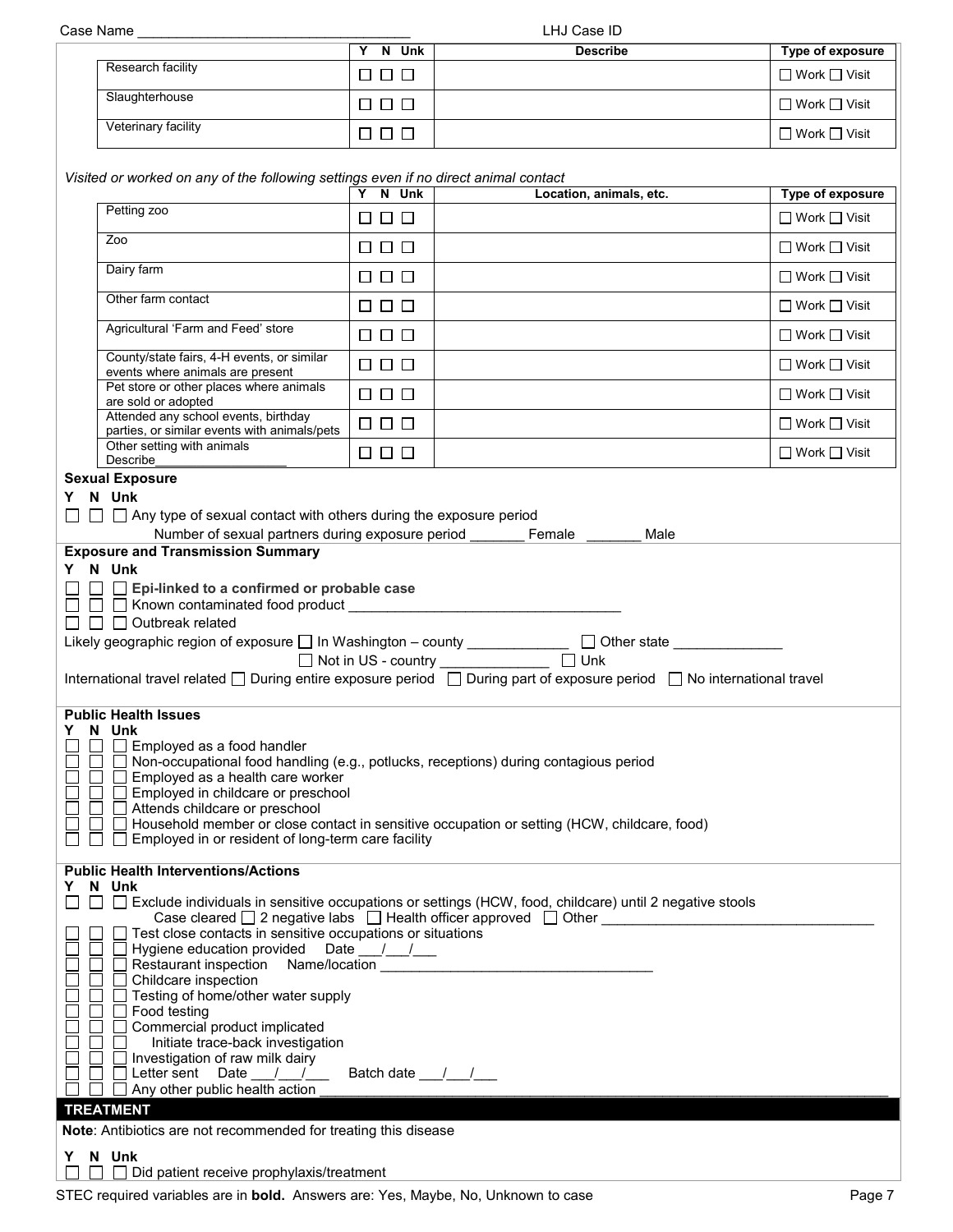Case Name ___________________________________ LHJ Case ID

| | Y N Unk | Describe | Type of exposure |
|---|---|---|---|
| Research facility | ☐ ☐ ☐ | | ☐ Work ☐ Visit |
| Slaughterhouse | ☐ ☐ ☐ | | ☐ Work ☐ Visit |
| Veterinary facility | ☐ ☐ ☐ | | ☐ Work ☐ Visit |

*Visited or worked on any of the following settings even if no direct animal contact*

| | Y N Unk | Location, animals, etc. | Type of exposure |
|---|---|---|---|
| Petting zoo | ☐ ☐ ☐ | | ☐ Work ☐ Visit |
| Zoo | ☐ ☐ ☐ | | ☐ Work ☐ Visit |
| Dairy farm | ☐ ☐ ☐ | | ☐ Work ☐ Visit |
| Other farm contact | ☐ ☐ ☐ | | ☐ Work ☐ Visit |
| Agricultural 'Farm and Feed' store | ☐ ☐ ☐ | | ☐ Work ☐ Visit |
| County/state fairs, 4-H events, or similar events where animals are present | ☐ ☐ ☐ | | ☐ Work ☐ Visit |
| Pet store or other places where animals are sold or adopted | ☐ ☐ ☐ | | ☐ Work ☐ Visit |
| Attended any school events, birthday parties, or similar events with animals/pets | ☐ ☐ ☐ | | ☐ Work ☐ Visit |
| Other setting with animals Describe__________________ | ☐ ☐ ☐ | | ☐ Work ☐ Visit |

**Sexual Exposure**

Y N Unk

☐ ☐ ☐ Any type of sexual contact with others during the exposure period

Number of sexual partners during exposure period _______ Female _______ Male

**Exposure and Transmission Summary**

Y N Unk

☐ ☐ ☐ **Epi-linked to a confirmed or probable case**

☐ ☐ ☐ Known contaminated food product ___________________________________

☐ ☐ ☐ Outbreak related

Likely geographic region of exposure ☐ In Washington – county _____________ ☐ Other state ______________

☐ Not in US - country ______________ ☐ Unk

International travel related ☐ During entire exposure period ☐ During part of exposure period ☐ No international travel

**Public Health Issues**

Y N Unk

☐ ☐ ☐ Employed as a food handler

☐ ☐ ☐ Non-occupational food handling (e.g., potlucks, receptions) during contagious period

☐ ☐ ☐ Employed as a health care worker

☐ ☐ ☐ Employed in childcare or preschool

☐ ☐ ☐ Attends childcare or preschool

☐ ☐ ☐ Household member or close contact in sensitive occupation or setting (HCW, childcare, food)

☐ ☐ ☐ Employed in or resident of long-term care facility

**Public Health Interventions/Actions**

Y N Unk

☐ ☐ ☐ Exclude individuals in sensitive occupations or settings (HCW, food, childcare) until 2 negative stools

Case cleared ☐ 2 negative labs ☐ Health officer approved ☐ Other ___________________________________

☐ ☐ ☐ Test close contacts in sensitive occupations or situations

☐ ☐ ☐ Hygiene education provided Date ___/___/___

☐ ☐ ☐ Restaurant inspection Name/location ___________________________________

☐ ☐ ☐ Childcare inspection

☐ ☐ ☐ Testing of home/other water supply

☐ ☐ ☐ Food testing

☐ ☐ ☐ Commercial product implicated

☐ ☐ ☐ Initiate trace-back investigation

☐ ☐ ☐ Investigation of raw milk dairy

☐ ☐ ☐ Letter sent Date ___/___/___ Batch date ___/___/___

☐ ☐ ☐ Any other public health action ___________________________________

## TREATMENT

**Note**: Antibiotics are not recommended for treating this disease

Y N Unk

☐ ☐ ☐ Did patient receive prophylaxis/treatment

STEC required variables are in **bold**. Answers are: Yes, Maybe, No, Unknown to case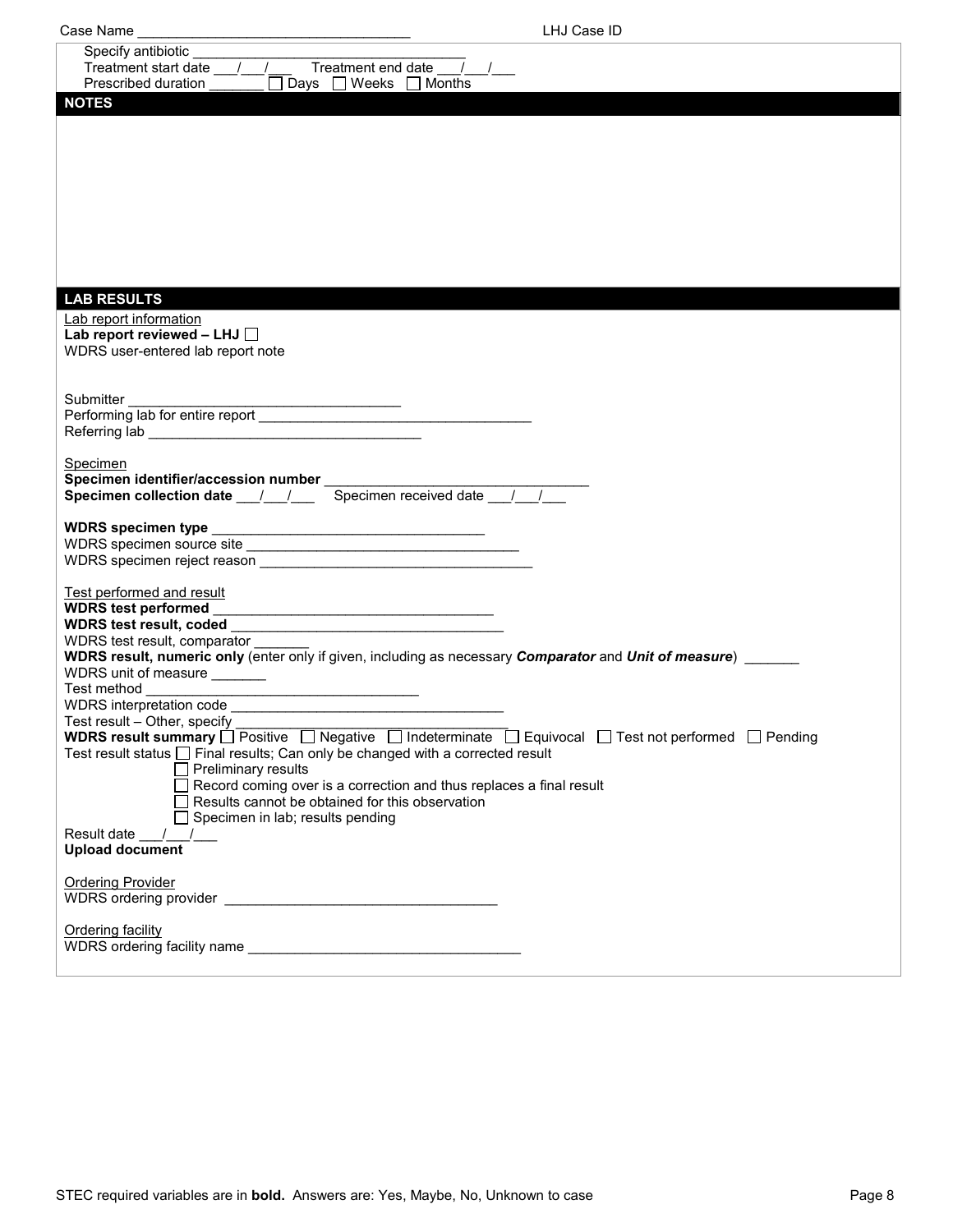Case Name ______________________________ LHJ Case ID

Specify antibiotic ______________________________
Treatment start date ___/___/___ Treatment end date ___/___/___
Prescribed duration _______ ☐ Days ☐ Weeks ☐ Months

## NOTES

## LAB RESULTS

Lab report information

**Lab report reviewed – LHJ** ☐

WDRS user-entered lab report note

Submitter ______________________________

Performing lab for entire report ______________________________

Referring lab ______________________________

Specimen

**Specimen identifier/accession number** ______________________________

**Specimen collection date** ___/___/___ Specimen received date ___/___/___

**WDRS specimen type** ______________________________

WDRS specimen source site ______________________________

WDRS specimen reject reason ______________________________

Test performed and result

**WDRS test performed** ______________________________

**WDRS test result, coded** ______________________________

WDRS test result, comparator _______

**WDRS result, numeric only** (enter only if given, including as necessary ***Comparator*** and ***Unit of measure***) _______

WDRS unit of measure _______

Test method ______________________________

WDRS interpretation code ______________________________

Test result – Other, specify ______________________________

**WDRS result summary** ☐ Positive ☐ Negative ☐ Indeterminate ☐ Equivocal ☐ Test not performed ☐ Pending

Test result status ☐ Final results; Can only be changed with a corrected result
☐ Preliminary results
☐ Record coming over is a correction and thus replaces a final result
☐ Results cannot be obtained for this observation
☐ Specimen in lab; results pending

Result date ___/___/___

**Upload document**

Ordering Provider

WDRS ordering provider ______________________________

Ordering facility

WDRS ordering facility name ______________________________

STEC required variables are in **bold**. Answers are: Yes, Maybe, No, Unknown to case